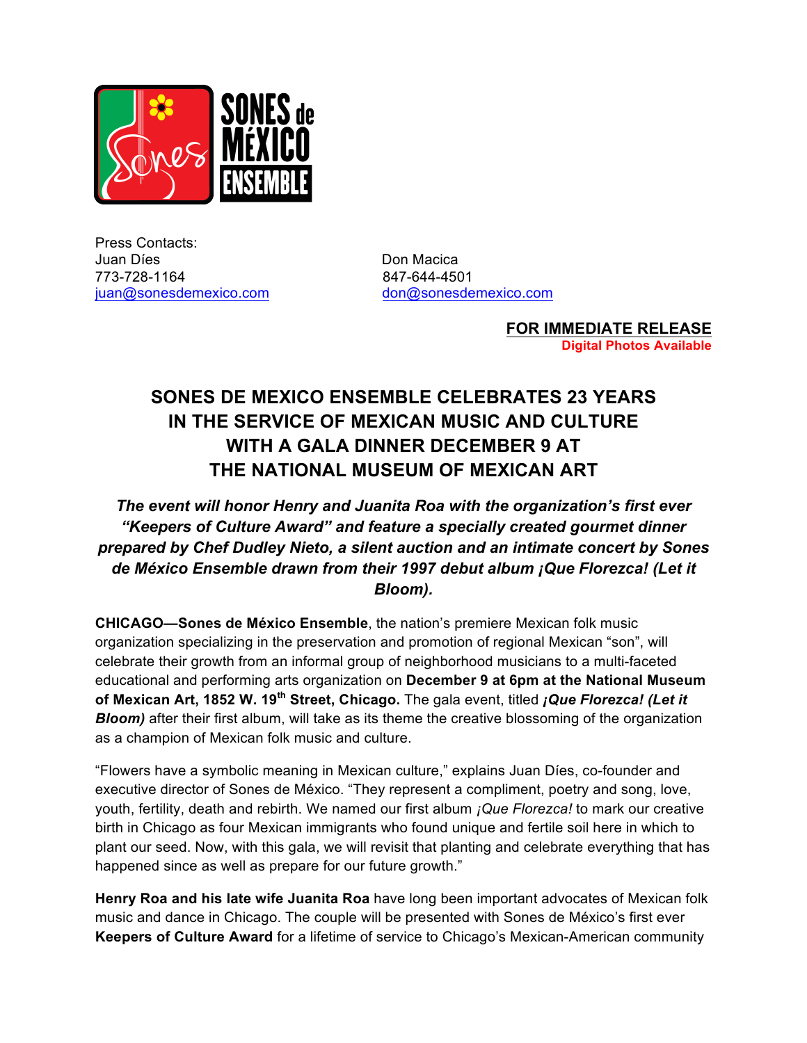Press Contacts:

Juan Díes
773-728-1164
juan@sonesdemexico.com

Don Macica
847-644-4501
don@sonesdemexico.com

**FOR IMMEDIATE RELEASE**
**Digital Photos Available**

# SONES DE MEXICO ENSEMBLE CELEBRATES 23 YEARS IN THE SERVICE OF MEXICAN MUSIC AND CULTURE WITH A GALA DINNER DECEMBER 9 AT THE NATIONAL MUSEUM OF MEXICAN ART

***The event will honor Henry and Juanita Roa with the organization's first ever "Keepers of Culture Award" and feature a specially created gourmet dinner prepared by Chef Dudley Nieto, a silent auction and an intimate concert by Sones de México Ensemble drawn from their 1997 debut album ¡Que Florezca! (Let it Bloom).***

**CHICAGO—Sones de México Ensemble**, the nation's premiere Mexican folk music organization specializing in the preservation and promotion of regional Mexican "son", will celebrate their growth from an informal group of neighborhood musicians to a multi-faceted educational and performing arts organization on **December 9 at 6pm at the National Museum of Mexican Art, 1852 W. 19th Street, Chicago.** The gala event, titled ***¡Que Florezca! (Let it Bloom)*** after their first album, will take as its theme the creative blossoming of the organization as a champion of Mexican folk music and culture.

"Flowers have a symbolic meaning in Mexican culture," explains Juan Díes, co-founder and executive director of Sones de México. "They represent a compliment, poetry and song, love, youth, fertility, death and rebirth. We named our first album *¡Que Florezca!* to mark our creative birth in Chicago as four Mexican immigrants who found unique and fertile soil here in which to plant our seed. Now, with this gala, we will revisit that planting and celebrate everything that has happened since as well as prepare for our future growth."

**Henry Roa and his late wife Juanita Roa** have long been important advocates of Mexican folk music and dance in Chicago. The couple will be presented with Sones de México's first ever **Keepers of Culture Award** for a lifetime of service to Chicago's Mexican-American community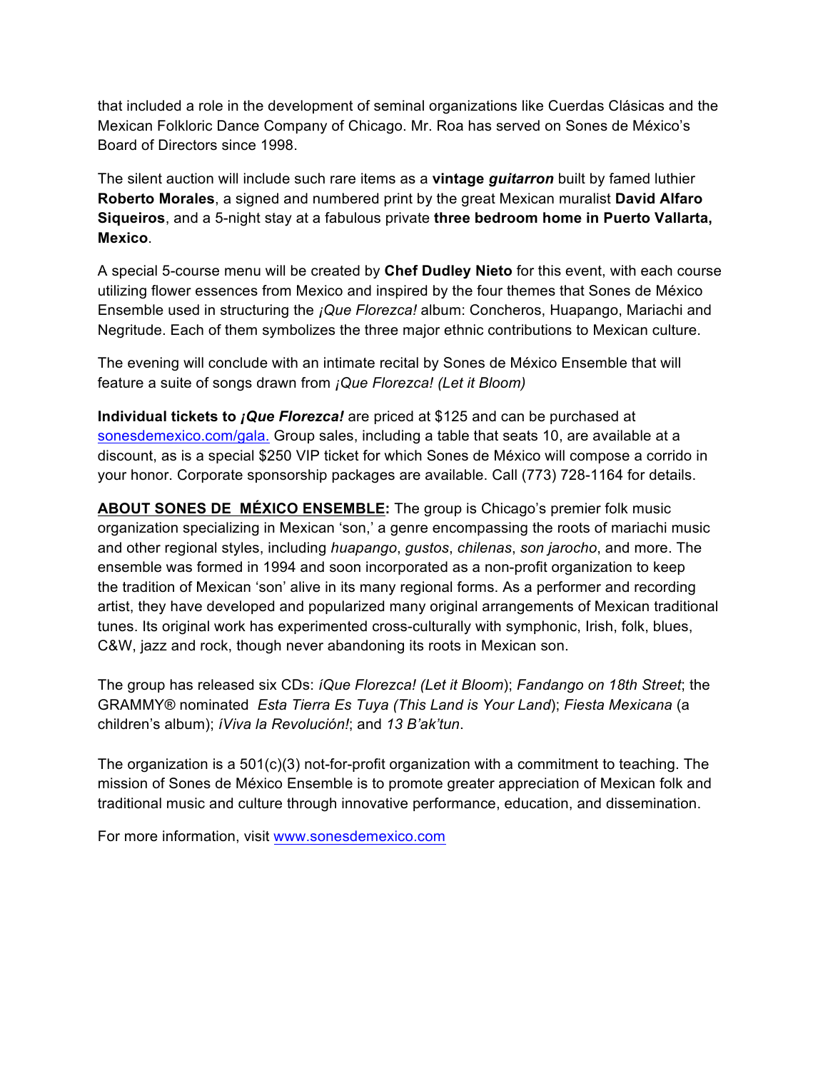that included a role in the development of seminal organizations like Cuerdas Clásicas and the Mexican Folkloric Dance Company of Chicago. Mr. Roa has served on Sones de México's Board of Directors since 1998.

The silent auction will include such rare items as a **vintage *guitarron*** built by famed luthier **Roberto Morales**, a signed and numbered print by the great Mexican muralist **David Alfaro Siqueiros**, and a 5-night stay at a fabulous private **three bedroom home in Puerto Vallarta, Mexico**.

A special 5-course menu will be created by **Chef Dudley Nieto** for this event, with each course utilizing flower essences from Mexico and inspired by the four themes that Sones de México Ensemble used in structuring the *¡Que Florezca!* album: Concheros, Huapango, Mariachi and Negritude. Each of them symbolizes the three major ethnic contributions to Mexican culture.

The evening will conclude with an intimate recital by Sones de México Ensemble that will feature a suite of songs drawn from *¡Que Florezca! (Let it Bloom)*

**Individual tickets to *¡Que Florezca!*** are priced at $125 and can be purchased at [sonesdemexico.com/gala.](sonesdemexico.com/gala) Group sales, including a table that seats 10, are available at a discount, as is a special $250 VIP ticket for which Sones de México will compose a corrido in your honor. Corporate sponsorship packages are available. Call (773) 728-1164 for details.

**ABOUT SONES DE MÉXICO ENSEMBLE:** The group is Chicago's premier folk music organization specializing in Mexican 'son,' a genre encompassing the roots of mariachi music and other regional styles, including *huapango*, *gustos*, *chilenas*, *son jarocho*, and more. The ensemble was formed in 1994 and soon incorporated as a non-profit organization to keep the tradition of Mexican 'son' alive in its many regional forms. As a performer and recording artist, they have developed and popularized many original arrangements of Mexican traditional tunes. Its original work has experimented cross-culturally with symphonic, Irish, folk, blues, C&W, jazz and rock, though never abandoning its roots in Mexican son.

The group has released six CDs: *íQue Florezca! (Let it Bloom*); *Fandango on 18th Street*; the GRAMMY® nominated *Esta Tierra Es Tuya (This Land is Your Land*); *Fiesta Mexicana* (a children's album); *íViva la Revolución!*; and *13 B'ak'tun*.

The organization is a 501(c)(3) not-for-profit organization with a commitment to teaching. The mission of Sones de México Ensemble is to promote greater appreciation of Mexican folk and traditional music and culture through innovative performance, education, and dissemination.

For more information, visit [www.sonesdemexico.com](www.sonesdemexico.com)